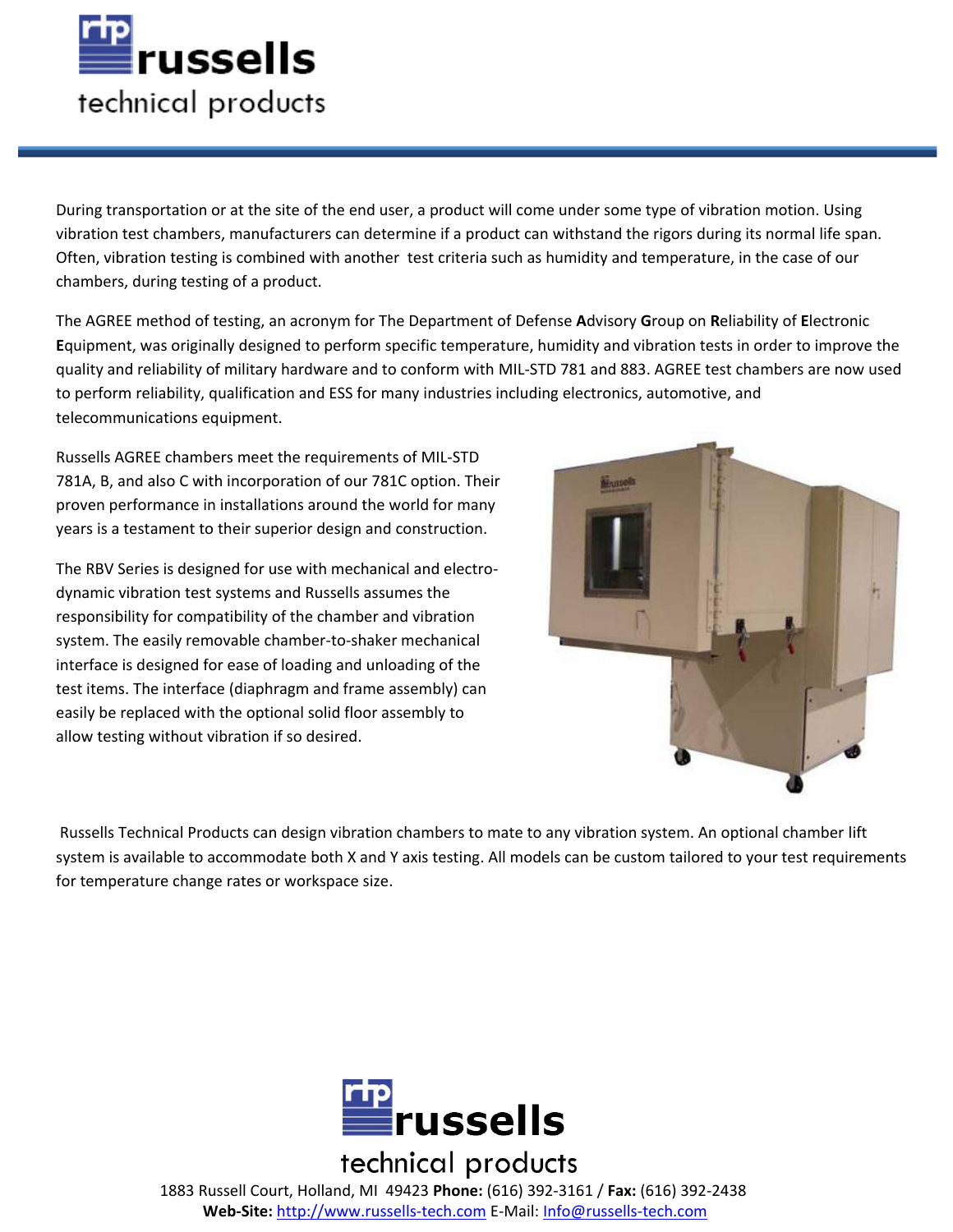# russells technical products

During transportation or at the site of the end user, a product will come under some type of vibration motion. Using vibration test chambers, manufacturers can determine if a product can withstand the rigors during its normal life span. Often, vibration testing is combined with another test criteria such as humidity and temperature, in the case of our chambers, during testing of a product.

The AGREE method of testing, an acronym for The Department of Defense **A**dvisory **G**roup on **R**eliability of **E**lectronic **E**quipment, was originally designed to perform specific temperature, humidity and vibration tests in order to improve the quality and reliability of military hardware and to conform with MIL-STD 781 and 883. AGREE test chambers are now used to perform reliability, qualification and ESS for many industries including electronics, automotive, and telecommunications equipment.

Russells AGREE chambers meet the requirements of MIL-STD 781A, B, and also C with incorporation of our 781C option. Their proven performance in installations around the world for many years is a testament to their superior design and construction.

The RBV Series is designed for use with mechanical and electro-dynamic vibration test systems and Russells assumes the responsibility for compatibility of the chamber and vibration system. The easily removable chamber-to-shaker mechanical interface is designed for ease of loading and unloading of the test items. The interface (diaphragm and frame assembly) can easily be replaced with the optional solid floor assembly to allow testing without vibration if so desired.

Russells Technical Products can design vibration chambers to mate to any vibration system. An optional chamber lift system is available to accommodate both X and Y axis testing. All models can be custom tailored to your test requirements for temperature change rates or workspace size.

russells technical products

1883 Russell Court, Holland, MI 49423 **Phone:** (616) 392-3161 / **Fax:** (616) 392-2438
**Web-Site:** [http://www.russells-tech.com](http://www.russells-tech.com) E-Mail: [Info@russells-tech.com](mailto:Info@russells-tech.com)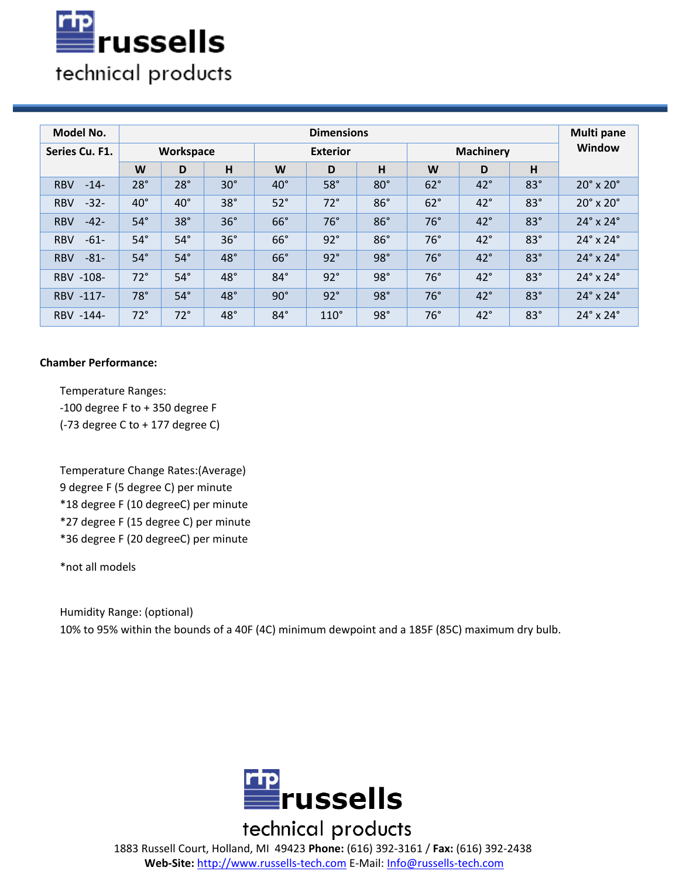| Model No. | Dimensions | | | | | | | | | Multi pane Window |
|---|---|---|---|---|---|---|---|---|---|---|
| Series Cu. F1. | Workspace | | | Exterior | | | Machinery | | | |
| | W | D | H | W | D | H | W | D | H | |
| RBV -14- | 28° | 28° | 30° | 40° | 58° | 80° | 62° | 42° | 83° | 20° x 20° |
| RBV -32- | 40° | 40° | 38° | 52° | 72° | 86° | 62° | 42° | 83° | 20° x 20° |
| RBV -42- | 54° | 38° | 36° | 66° | 76° | 86° | 76° | 42° | 83° | 24° x 24° |
| RBV -61- | 54° | 54° | 36° | 66° | 92° | 86° | 76° | 42° | 83° | 24° x 24° |
| RBV -81- | 54° | 54° | 48° | 66° | 92° | 98° | 76° | 42° | 83° | 24° x 24° |
| RBV -108- | 72° | 54° | 48° | 84° | 92° | 98° | 76° | 42° | 83° | 24° x 24° |
| RBV -117- | 78° | 54° | 48° | 90° | 92° | 98° | 76° | 42° | 83° | 24° x 24° |
| RBV -144- | 72° | 72° | 48° | 84° | 110° | 98° | 76° | 42° | 83° | 24° x 24° |

**Chamber Performance:**

Temperature Ranges:
-100 degree F to + 350 degree F
(-73 degree C to + 177 degree C)

Temperature Change Rates:(Average)
9 degree F (5 degree C) per minute
*18 degree F (10 degreeC) per minute
*27 degree F (15 degree C) per minute
*36 degree F (20 degreeC) per minute

*not all models

Humidity Range: (optional)
10% to 95% within the bounds of a 40F (4C) minimum dewpoint and a 185F (85C) maximum dry bulb.

russells technical products

1883 Russell Court, Holland, MI 49423 **Phone:** (616) 392-3161 / **Fax:** (616) 392-2438
**Web-Site:** http://www.russells-tech.com E-Mail: Info@russells-tech.com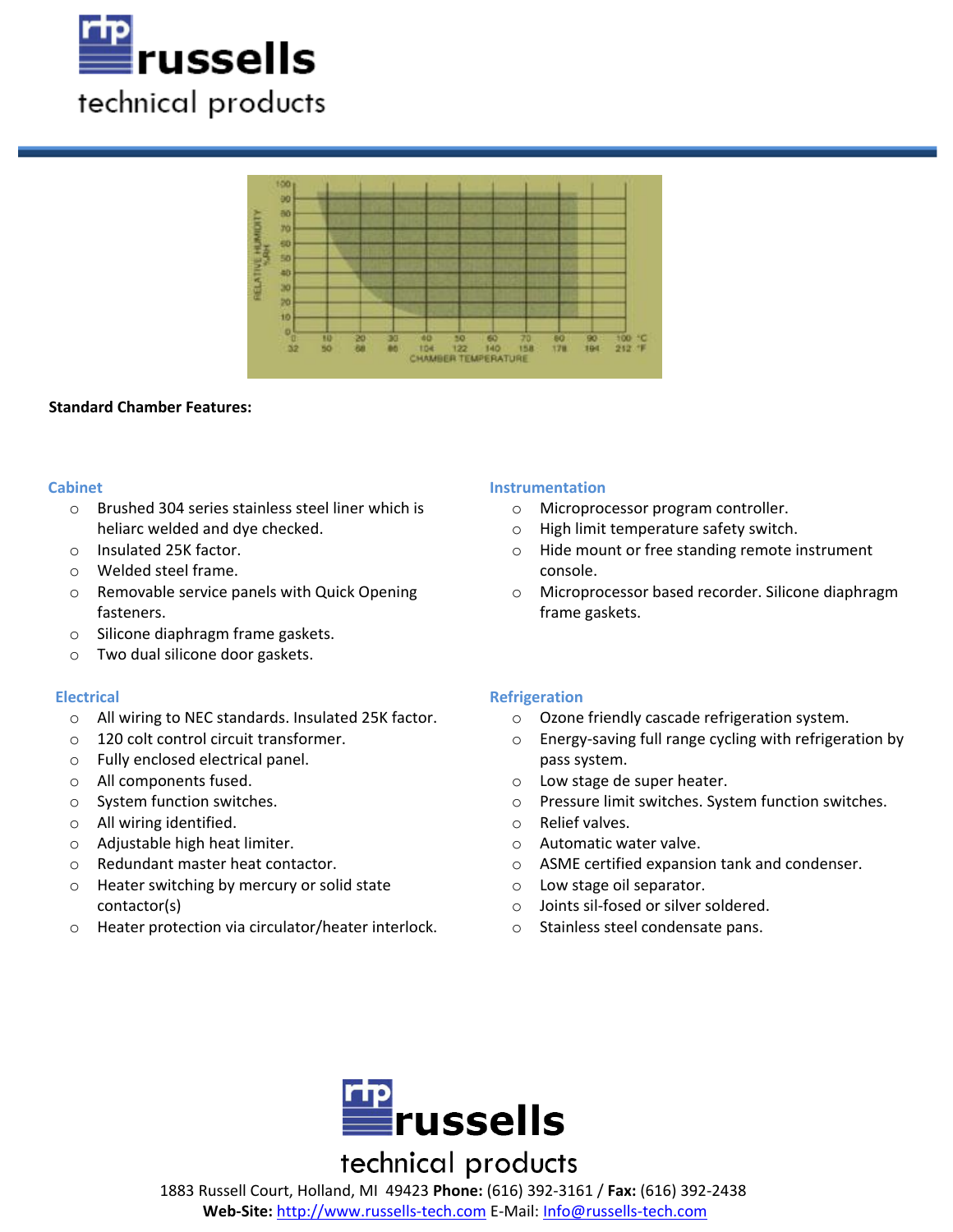**Standard Chamber Features:**

### Cabinet

- Brushed 304 series stainless steel liner which is heliarc welded and dye checked.
- Insulated 25K factor.
- Welded steel frame.
- Removable service panels with Quick Opening fasteners.
- Silicone diaphragm frame gaskets.
- Two dual silicone door gaskets.

### Electrical

- All wiring to NEC standards. Insulated 25K factor.
- 120 colt control circuit transformer.
- Fully enclosed electrical panel.
- All components fused.
- System function switches.
- All wiring identified.
- Adjustable high heat limiter.
- Redundant master heat contactor.
- Heater switching by mercury or solid state contactor(s)
- Heater protection via circulator/heater interlock.

### Instrumentation

- Microprocessor program controller.
- High limit temperature safety switch.
- Hide mount or free standing remote instrument console.
- Microprocessor based recorder. Silicone diaphragm frame gaskets.

### Refrigeration

- Ozone friendly cascade refrigeration system.
- Energy-saving full range cycling with refrigeration by pass system.
- Low stage de super heater.
- Pressure limit switches. System function switches.
- Relief valves.
- Automatic water valve.
- ASME certified expansion tank and condenser.
- Low stage oil separator.
- Joints sil-fosed or silver soldered.
- Stainless steel condensate pans.

1883 Russell Court, Holland, MI 49423 **Phone:** (616) 392-3161 / **Fax:** (616) 392-2438
**Web-Site:** http://www.russells-tech.com E-Mail: Info@russells-tech.com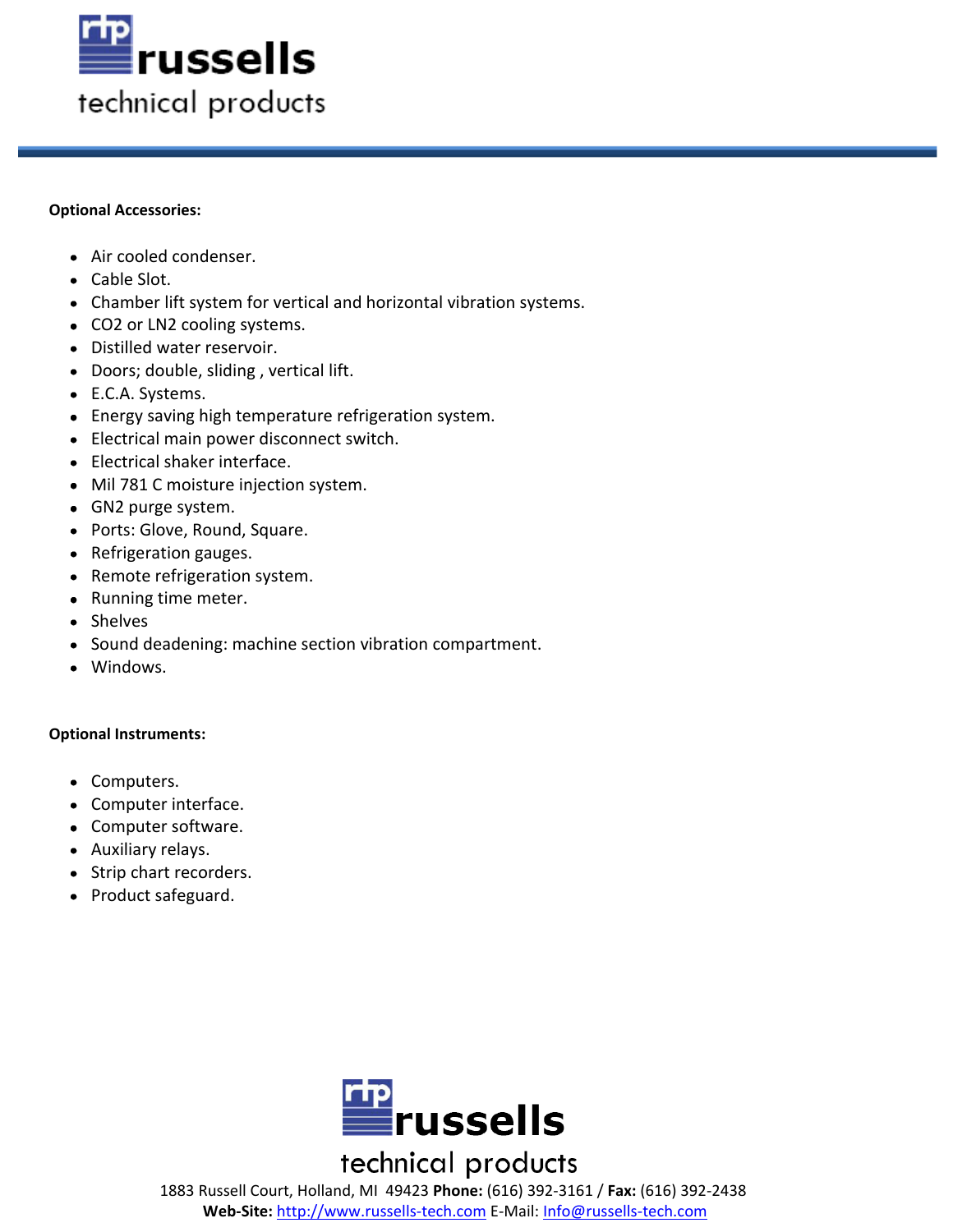**Optional Accessories:**

- Air cooled condenser.
- Cable Slot.
- Chamber lift system for vertical and horizontal vibration systems.
- $CO_2$ or $LN_2$ cooling systems.
- Distilled water reservoir.
- Doors; double, sliding , vertical lift.
- E.C.A. Systems.
- Energy saving high temperature refrigeration system.
- Electrical main power disconnect switch.
- Electrical shaker interface.
- Mil 781 C moisture injection system.
- $GN_2$ purge system.
- Ports: Glove, Round, Square.
- Refrigeration gauges.
- Remote refrigeration system.
- Running time meter.
- Shelves
- Sound deadening: machine section vibration compartment.
- Windows.

**Optional Instruments:**

- Computers.
- Computer interface.
- Computer software.
- Auxiliary relays.
- Strip chart recorders.
- Product safeguard.

russells technical products

1883 Russell Court, Holland, MI 49423 **Phone:** (616) 392-3161 / **Fax:** (616) 392-2438
**Web-Site:** http://www.russells-tech.com E-Mail: Info@russells-tech.com